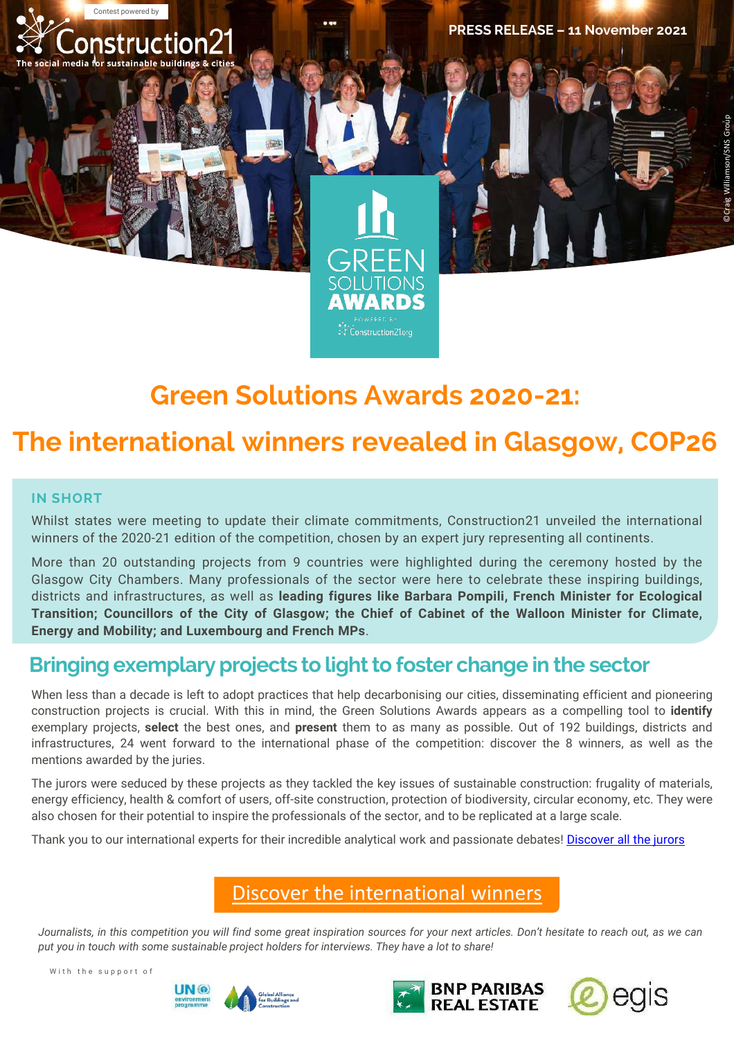Contest powered by

Construction21

The social media for sustainable buildings & cities

PRESS RELEASE – 11 November 2021

©Craig Williamson/SNS Group

GREEN SOLUTIONS AWARDS

POWERED BY Construction21.org

# Green Solutions Awards 2020-21:

# The international winners revealed in Glasgow, COP26

### IN SHORT

Whilst states were meeting to update their climate commitments, Construction21 unveiled the international winners of the 2020-21 edition of the competition, chosen by an expert jury representing all continents.

More than 20 outstanding projects from 9 countries were highlighted during the ceremony hosted by the Glasgow City Chambers. Many professionals of the sector were here to celebrate these inspiring buildings, districts and infrastructures, as well as **leading figures like Barbara Pompili, French Minister for Ecological Transition; Councillors of the City of Glasgow; the Chief of Cabinet of the Walloon Minister for Climate, Energy and Mobility; and Luxembourg and French MPs**.

## Bringing exemplary projects to light to foster change in the sector

When less than a decade is left to adopt practices that help decarbonising our cities, disseminating efficient and pioneering construction projects is crucial. With this in mind, the Green Solutions Awards appears as a compelling tool to **identify** exemplary projects, **select** the best ones, and **present** them to as many as possible. Out of 192 buildings, districts and infrastructures, 24 went forward to the international phase of the competition: discover the 8 winners, as well as the mentions awarded by the juries.

The jurors were seduced by these projects as they tackled the key issues of sustainable construction: frugality of materials, energy efficiency, health & comfort of users, off-site construction, protection of biodiversity, circular economy, etc. They were also chosen for their potential to inspire the professionals of the sector, and to be replicated at a large scale.

Thank you to our international experts for their incredible analytical work and passionate debates! Discover all the jurors

Discover the international winners

*Journalists, in this competition you will find some great inspiration sources for your next articles. Don't hesitate to reach out, as we can put you in touch with some sustainable project holders for interviews. They have a lot to share!*

With the support of

UN environment programme – Global Alliance for Buildings and Construction – BNP PARIBAS REAL ESTATE – egis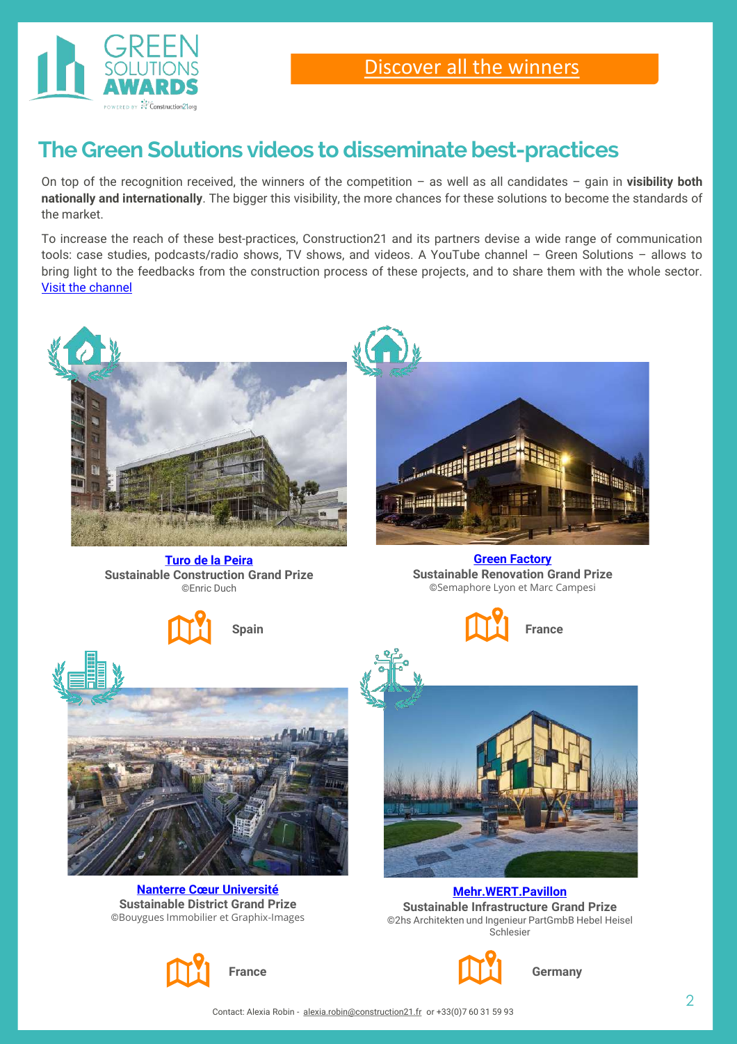Discover all the winners

## The Green Solutions videos to disseminate best-practices

On top of the recognition received, the winners of the competition – as well as all candidates – gain in **visibility both nationally and internationally**. The bigger this visibility, the more chances for these solutions to become the standards of the market.

To increase the reach of these best-practices, Construction21 and its partners devise a wide range of communication tools: case studies, podcasts/radio shows, TV shows, and videos. A YouTube channel – Green Solutions – allows to bring light to the feedbacks from the construction process of these projects, and to share them with the whole sector. Visit the channel

**Turo de la Peira**
**Sustainable Construction Grand Prize**
©Enric Duch

**Spain**

**Green Factory**
**Sustainable Renovation Grand Prize**
©Semaphore Lyon et Marc Campesi

**France**

**Nanterre Cœur Université**
**Sustainable District Grand Prize**
©Bouygues Immobilier et Graphix-Images

**France**

**Mehr.WERT.Pavillon**
**Sustainable Infrastructure Grand Prize**
©2hs Architekten und Ingenieur PartGmbB Hebel Heisel Schlesier

**Germany**

Contact: Alexia Robin - alexia.robin@construction21.fr or +33(0)7 60 31 59 93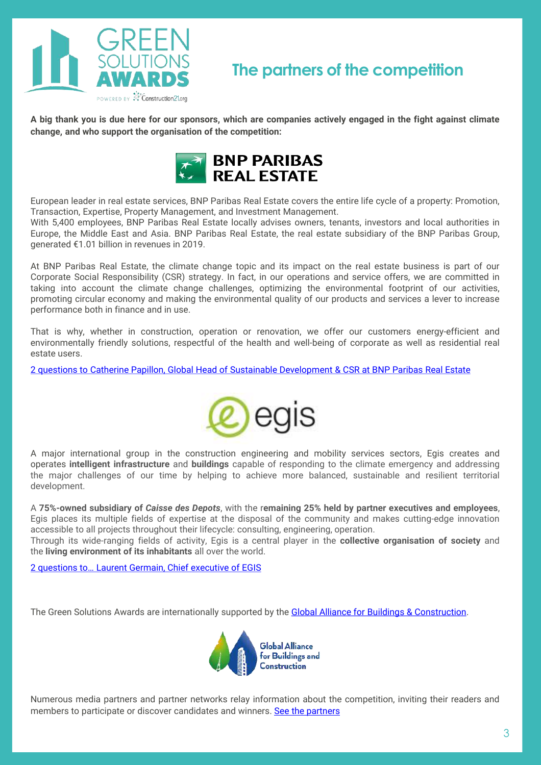## The partners of the competition

**A big thank you is due here for our sponsors, which are companies actively engaged in the fight against climate change, and who support the organisation of the competition:**

European leader in real estate services, BNP Paribas Real Estate covers the entire life cycle of a property: Promotion, Transaction, Expertise, Property Management, and Investment Management.
With 5,400 employees, BNP Paribas Real Estate locally advises owners, tenants, investors and local authorities in Europe, the Middle East and Asia. BNP Paribas Real Estate, the real estate subsidiary of the BNP Paribas Group, generated €1.01 billion in revenues in 2019.

At BNP Paribas Real Estate, the climate change topic and its impact on the real estate business is part of our Corporate Social Responsibility (CSR) strategy. In fact, in our operations and service offers, we are committed in taking into account the climate change challenges, optimizing the environmental footprint of our activities, promoting circular economy and making the environmental quality of our products and services a lever to increase performance both in finance and in use.

That is why, whether in construction, operation or renovation, we offer our customers energy-efficient and environmentally friendly solutions, respectful of the health and well-being of corporate as well as residential real estate users.

2 questions to Catherine Papillon, Global Head of Sustainable Development & CSR at BNP Paribas Real Estate

A major international group in the construction engineering and mobility services sectors, Egis creates and operates **intelligent infrastructure** and **buildings** capable of responding to the climate emergency and addressing the major challenges of our time by helping to achieve more balanced, sustainable and resilient territorial development.

A **75%-owned subsidiary of *Caisse des Depots***, with the r**emaining 25% held by partner executives and employees**, Egis places its multiple fields of expertise at the disposal of the community and makes cutting-edge innovation accessible to all projects throughout their lifecycle: consulting, engineering, operation.
Through its wide-ranging fields of activity, Egis is a central player in the **collective organisation of society** and the **living environment of its inhabitants** all over the world.

2 questions to… Laurent Germain, Chief executive of EGIS

The Green Solutions Awards are internationally supported by the Global Alliance for Buildings & Construction.

Numerous media partners and partner networks relay information about the competition, inviting their readers and members to participate or discover candidates and winners. See the partners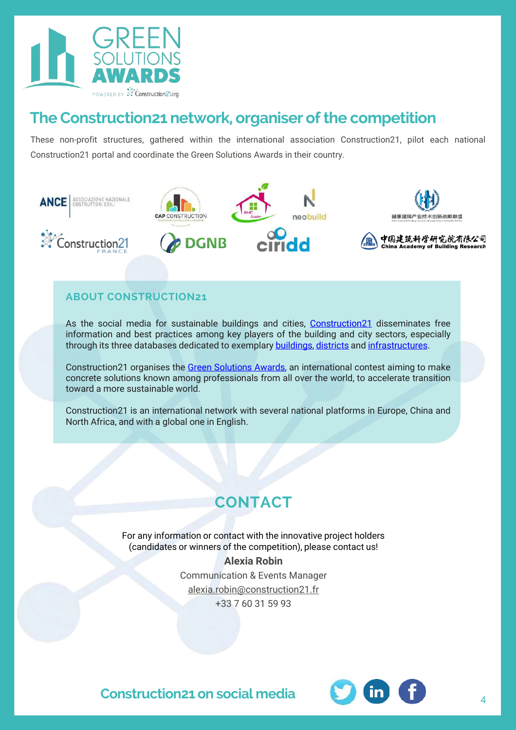# GREEN SOLUTIONS AWARDS

POWERED BY Construction21.org

## The Construction21 network, organiser of the competition

These non-profit structures, gathered within the international association Construction21, pilot each national Construction21 portal and coordinate the Green Solutions Awards in their country.

ANCE ASSOCIAZIONE NAZIONALE COSTRUTTORI EDILI

CAP CONSTRUCTION

neobuild

健康建筑产业技术创新战略联盟

Construction21 FRANCE

DGNB

ciridd

中国建筑科学研究院有限公司 China Academy of Building Research

### ABOUT CONSTRUCTION21

As the social media for sustainable buildings and cities, Construction21 disseminates free information and best practices among key players of the building and city sectors, especially through its three databases dedicated to exemplary buildings, districts and infrastructures.

Construction21 organises the Green Solutions Awards, an international contest aiming to make concrete solutions known among professionals from all over the world, to accelerate transition toward a more sustainable world.

Construction21 is an international network with several national platforms in Europe, China and North Africa, and with a global one in English.

## CONTACT

For any information or contact with the innovative project holders (candidates or winners of the competition), please contact us!

**Alexia Robin**

Communication & Events Manager

alexia.robin@construction21.fr

+33 7 60 31 59 93

**Construction21 on social media**